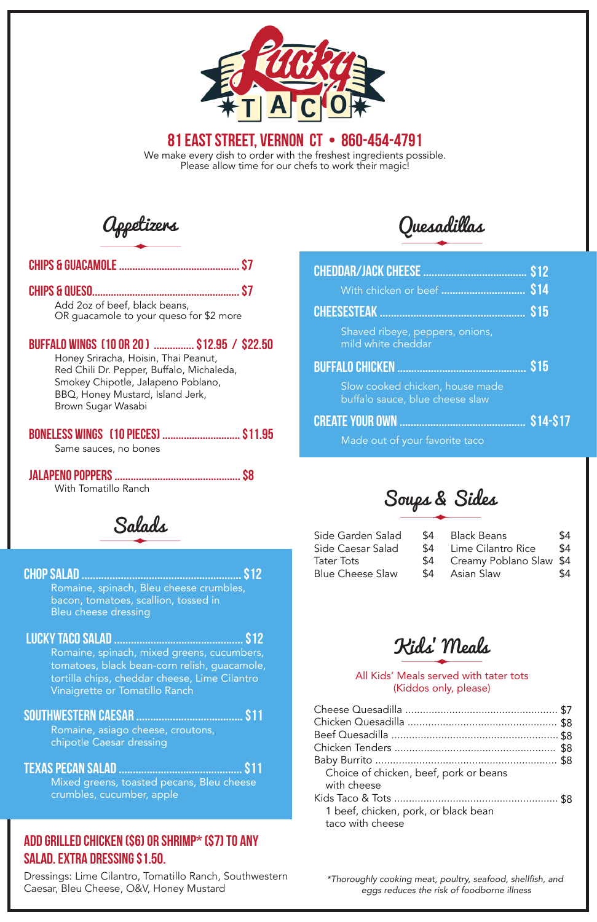# Lucky TACO

**81 EAST STREET, VERNON CT • 860-454-4791**

We make every dish to order with the freshest ingredients possible.
Please allow time for our chefs to work their magic!

## Appetizers

**CHIPS & GUACAMOLE** ............ $7

**CHIPS & QUESO** ............ $7
Add 2oz of beef, black beans, OR guacamole to your queso for $2 more

**BUFFALO WINGS (10 OR 20)** ............ $12.95 / $22.50
Honey Sriracha, Hoisin, Thai Peanut, Red Chili Dr. Pepper, Buffalo, Michaleda, Smokey Chipotle, Jalapeno Poblano, BBQ, Honey Mustard, Island Jerk, Brown Sugar Wasabi

**BONELESS WINGS (10 PIECES)** ............ $11.95
Same sauces, no bones

**JALAPENO POPPERS** ............ $8
With Tomatillo Ranch

## Salads

**CHOP SALAD** ............ $12
Romaine, spinach, Bleu cheese crumbles, bacon, tomatoes, scallion, tossed in Bleu cheese dressing

**LUCKY TACO SALAD** ............ $12
Romaine, spinach, mixed greens, cucumbers, tomatoes, black bean-corn relish, guacamole, tortilla chips, cheddar cheese, Lime Cilantro Vinaigrette or Tomatillo Ranch

**SOUTHWESTERN CAESAR** ............ $11
Romaine, asiago cheese, croutons, chipotle Caesar dressing

**TEXAS PECAN SALAD** ............ $11
Mixed greens, toasted pecans, Bleu cheese crumbles, cucumber, apple

**ADD GRILLED CHICKEN ($6) OR SHRIMP* ($7) TO ANY SALAD. EXTRA DRESSING $1.50.**

Dressings: Lime Cilantro, Tomatillo Ranch, Southwestern Caesar, Bleu Cheese, O&V, Honey Mustard

## Quesadillas

**CHEDDAR/JACK CHEESE** ............ $12
With chicken or beef ............ $14

**CHEESESTEAK** ............ $15
Shaved ribeye, peppers, onions, mild white cheddar

**BUFFALO CHICKEN** ............ $15
Slow cooked chicken, house made buffalo sauce, blue cheese slaw

**CREATE YOUR OWN** ............ $14-$17
Made out of your favorite taco

## Soups & Sides

| Item | Price | Item | Price |
|---|---|---|---|
| Side Garden Salad | $4 | Black Beans | $4 |
| Side Caesar Salad | $4 | Lime Cilantro Rice | $4 |
| Tater Tots | $4 | Creamy Poblano Slaw | $4 |
| Blue Cheese Slaw | $4 | Asian Slaw | $4 |

## Kids' Meals

All Kids' Meals served with tater tots
(Kiddos only, please)

Cheese Quesadilla ............ $7
Chicken Quesadilla ............ $8
Beef Quesadilla ............ $8
Chicken Tenders ............ $8
Baby Burrito ............ $8
Choice of chicken, beef, pork or beans with cheese
Kids Taco & Tots ............ $8
1 beef, chicken, pork, or black bean taco with cheese

*\*Thoroughly cooking meat, poultry, seafood, shellfish, and eggs reduces the risk of foodborne illness*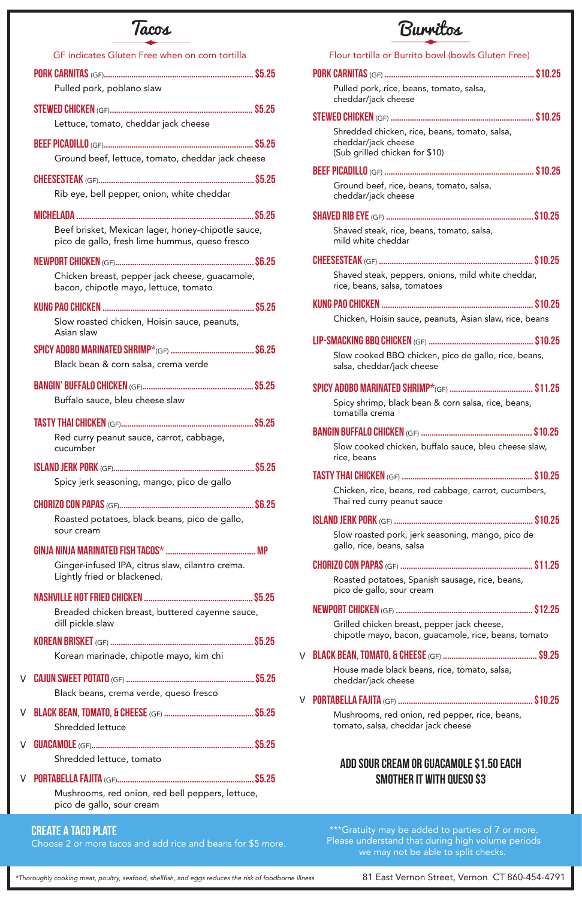## Tacos

GF indicates Gluten Free when on corn tortilla

**PORK CARNITAS** (GF) ..... $5.25
Pulled pork, poblano slaw

**STEWED CHICKEN** (GF) ..... $5.25
Lettuce, tomato, cheddar jack cheese

**BEEF PICADILLO** (GF) ..... $5.25
Ground beef, lettuce, tomato, cheddar jack cheese

**CHEESESTEAK** (GF) ..... $5.25
Rib eye, bell pepper, onion, white cheddar

**MICHELADA** ..... $5.25
Beef brisket, Mexican lager, honey-chipotle sauce, pico de gallo, fresh lime hummus, queso fresco

**NEWPORT CHICKEN** (GF) ..... $6.25
Chicken breast, pepper jack cheese, guacamole, bacon, chipotle mayo, lettuce, tomato

**KUNG PAO CHICKEN** ..... $5.25
Slow roasted chicken, Hoisin sauce, peanuts, Asian slaw

**SPICY ADOBO MARINATED SHRIMP*** (GF) ..... $6.25
Black bean & corn salsa, crema verde

**BANGIN' BUFFALO CHICKEN** (GF) ..... $5.25
Buffalo sauce, bleu cheese slaw

**TASTY THAI CHICKEN** (GF) ..... $5.25
Red curry peanut sauce, carrot, cabbage, cucumber

**ISLAND JERK PORK** (GF) ..... $5.25
Spicy jerk seasoning, mango, pico de gallo

**CHORIZO CON PAPAS** (GF) ..... $6.25
Roasted potatoes, black beans, pico de gallo, sour cream

**GINJA NINJA MARINATED FISH TACOS*** ..... MP
Ginger-infused IPA, citrus slaw, cilantro crema. Lightly fried or blackened.

**NASHVILLE HOT FRIED CHICKEN** ..... $5.25
Breaded chicken breast, buttered cayenne sauce, dill pickle slaw

**KOREAN BRISKET** (GF) ..... $5.25
Korean marinade, chipotle mayo, kim chi

V **CAJUN SWEET POTATO** (GF) ..... $5.25
Black beans, crema verde, queso fresco

V **BLACK BEAN, TOMATO, & CHEESE** (GF) ..... $5.25
Shredded lettuce

V **GUACAMOLE** (GF) ..... $5.25
Shredded lettuce, tomato

V **PORTABELLA FAJITA** (GF) ..... $5.25
Mushrooms, red onion, red bell peppers, lettuce, pico de gallo, sour cream

## Burritos

Flour tortilla or Burrito bowl (bowls Gluten Free)

**PORK CARNITAS** (GF) ..... $10.25
Pulled pork, rice, beans, tomato, salsa, cheddar/jack cheese

**STEWED CHICKEN** (GF) ..... $10.25
Shredded chicken, rice, beans, tomato, salsa, cheddar/jack cheese
(Sub grilled chicken for $10)

**BEEF PICADILLO** (GF) ..... $10.25
Ground beef, rice, beans, tomato, salsa, cheddar/jack cheese

**SHAVED RIB EYE** (GF) ..... $10.25
Shaved steak, rice, beans, tomato, salsa, mild white cheddar

**CHEESESTEAK** (GF) ..... $10.25
Shaved steak, peppers, onions, mild white cheddar, rice, beans, salsa, tomatoes

**KUNG PAO CHICKEN** ..... $10.25
Chicken, Hoisin sauce, peanuts, Asian slaw, rice, beans

**LIP-SMACKING BBQ CHICKEN** (GF) ..... $10.25
Slow cooked BBQ chicken, pico de gallo, rice, beans, salsa, cheddar/jack cheese

**SPICY ADOBO MARINATED SHRIMP*** (GF) ..... $11.25
Spicy shrimp, black bean & corn salsa, rice, beans, tomatilla crema

**BANGIN BUFFALO CHICKEN** (GF) ..... $10.25
Slow cooked chicken, buffalo sauce, bleu cheese slaw, rice, beans

**TASTY THAI CHICKEN** (GF) ..... $10.25
Chicken, rice, beans, red cabbage, carrot, cucumbers, Thai red curry peanut sauce

**ISLAND JERK PORK** (GF) ..... $10.25
Slow roasted pork, jerk seasoning, mango, pico de gallo, rice, beans, salsa

**CHORIZO CON PAPAS** (GF) ..... $11.25
Roasted potatoes, Spanish sausage, rice, beans, pico de gallo, sour cream

**NEWPORT CHICKEN** (GF) ..... $12.25
Grilled chicken breast, pepper jack cheese, chipotle mayo, bacon, guacamole, rice, beans, tomato

V **BLACK BEAN, TOMATO, & CHEESE** (GF) ..... $9.25
House made black beans, rice, tomato, salsa, cheddar/jack cheese

V **PORTABELLA FAJITA** (GF) ..... $10.25
Mushrooms, red onion, red pepper, rice, beans, tomato, salsa, cheddar jack cheese

**ADD SOUR CREAM OR GUACAMOLE $1.50 EACH**
**SMOTHER IT WITH QUESO $3**

### CREATE A TACO PLATE

Choose 2 or more tacos and add rice and beans for $5 more.

***Gratuity may be added to parties of 7 or more. Please understand that during high volume periods we may not be able to split checks.

*Thoroughly cooking meat, poultry, seafood, shellfish, and eggs reduces the risk of foodborne illness

81 East Vernon Street, Vernon CT 860-454-4791